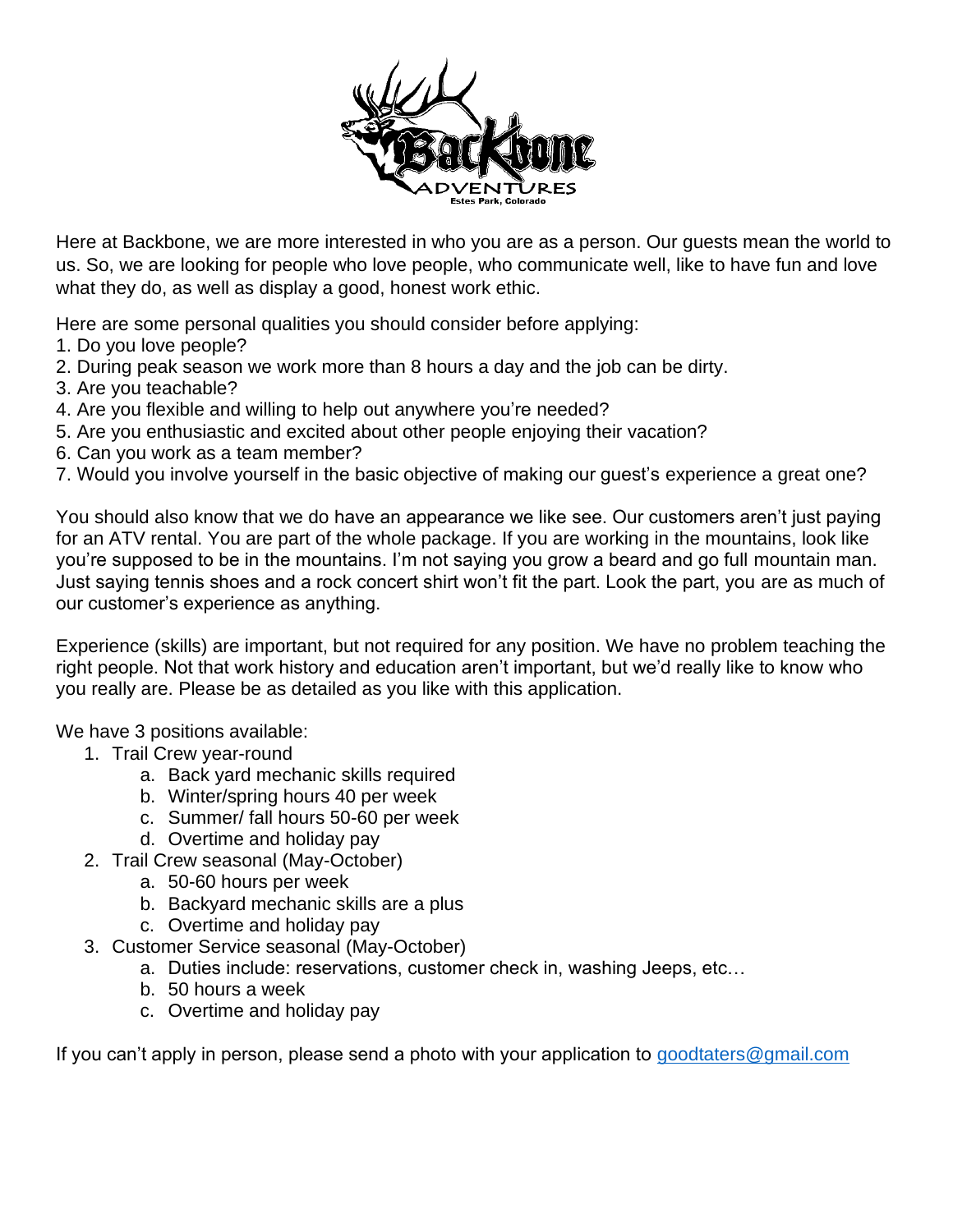Here at Backbone, we are more interested in who you are as a person. Our guests mean the world to us. So, we are looking for people who love people, who communicate well, like to have fun and love what they do, as well as display a good, honest work ethic.

Here are some personal qualities you should consider before applying:
1. Do you love people?
2. During peak season we work more than 8 hours a day and the job can be dirty.
3. Are you teachable?
4. Are you flexible and willing to help out anywhere you're needed?
5. Are you enthusiastic and excited about other people enjoying their vacation?
6. Can you work as a team member?
7. Would you involve yourself in the basic objective of making our guest's experience a great one?

You should also know that we do have an appearance we like see. Our customers aren't just paying for an ATV rental. You are part of the whole package. If you are working in the mountains, look like you're supposed to be in the mountains. I'm not saying you grow a beard and go full mountain man. Just saying tennis shoes and a rock concert shirt won't fit the part. Look the part, you are as much of our customer's experience as anything.

Experience (skills) are important, but not required for any position. We have no problem teaching the right people. Not that work history and education aren't important, but we'd really like to know who you really are. Please be as detailed as you like with this application.

We have 3 positions available:

1. Trail Crew year-round
   a. Back yard mechanic skills required
   b. Winter/spring hours 40 per week
   c. Summer/ fall hours 50-60 per week
   d. Overtime and holiday pay
2. Trail Crew seasonal (May-October)
   a. 50-60 hours per week
   b. Backyard mechanic skills are a plus
   c. Overtime and holiday pay
3. Customer Service seasonal (May-October)
   a. Duties include: reservations, customer check in, washing Jeeps, etc…
   b. 50 hours a week
   c. Overtime and holiday pay

If you can't apply in person, please send a photo with your application to goodtaters@gmail.com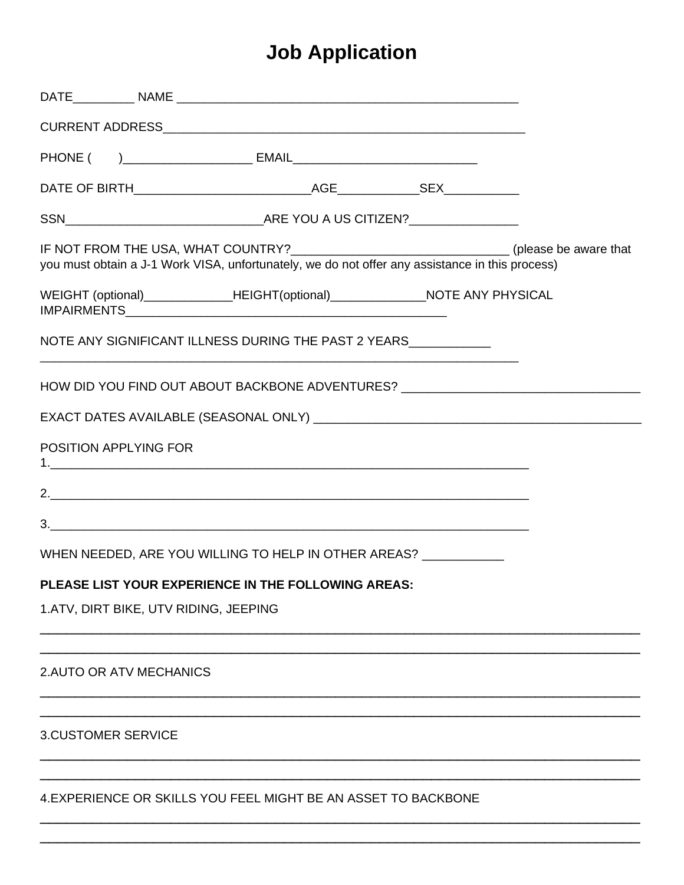# Job Application

DATE_________ NAME ____________________________________________________

CURRENT ADDRESS_______________________________________________________

PHONE (       )___________________ EMAIL___________________________

DATE OF BIRTH__________________________AGE____________SEX___________

SSN_____________________________ARE YOU A US CITIZEN?________________

IF NOT FROM THE USA, WHAT COUNTRY?________________________________ (please be aware that you must obtain a J-1 Work VISA, unfortunately, we do not offer any assistance in this process)

WEIGHT (optional)_____________HEIGHT(optional)______________NOTE ANY PHYSICAL IMPAIRMENTS________________________________________________

NOTE ANY SIGNIFICANT ILLNESS DURING THE PAST 2 YEARS____________
______________________________________________________________________

HOW DID YOU FIND OUT ABOUT BACKBONE ADVENTURES? ___________________________________

EXACT DATES AVAILABLE (SEASONAL ONLY) _________________________________________________

POSITION APPLYING FOR

1.________________________________________________________________________

2.________________________________________________________________________

3.________________________________________________________________________

WHEN NEEDED, ARE YOU WILLING TO HELP IN OTHER AREAS? ____________

**PLEASE LIST YOUR EXPERIENCE IN THE FOLLOWING AREAS:**

1.ATV, DIRT BIKE, UTV RIDING, JEEPING

______________________________________________________________________________

______________________________________________________________________________

2.AUTO OR ATV MECHANICS

______________________________________________________________________________

______________________________________________________________________________

3.CUSTOMER SERVICE

______________________________________________________________________________

______________________________________________________________________________

4.EXPERIENCE OR SKILLS YOU FEEL MIGHT BE AN ASSET TO BACKBONE

______________________________________________________________________________

______________________________________________________________________________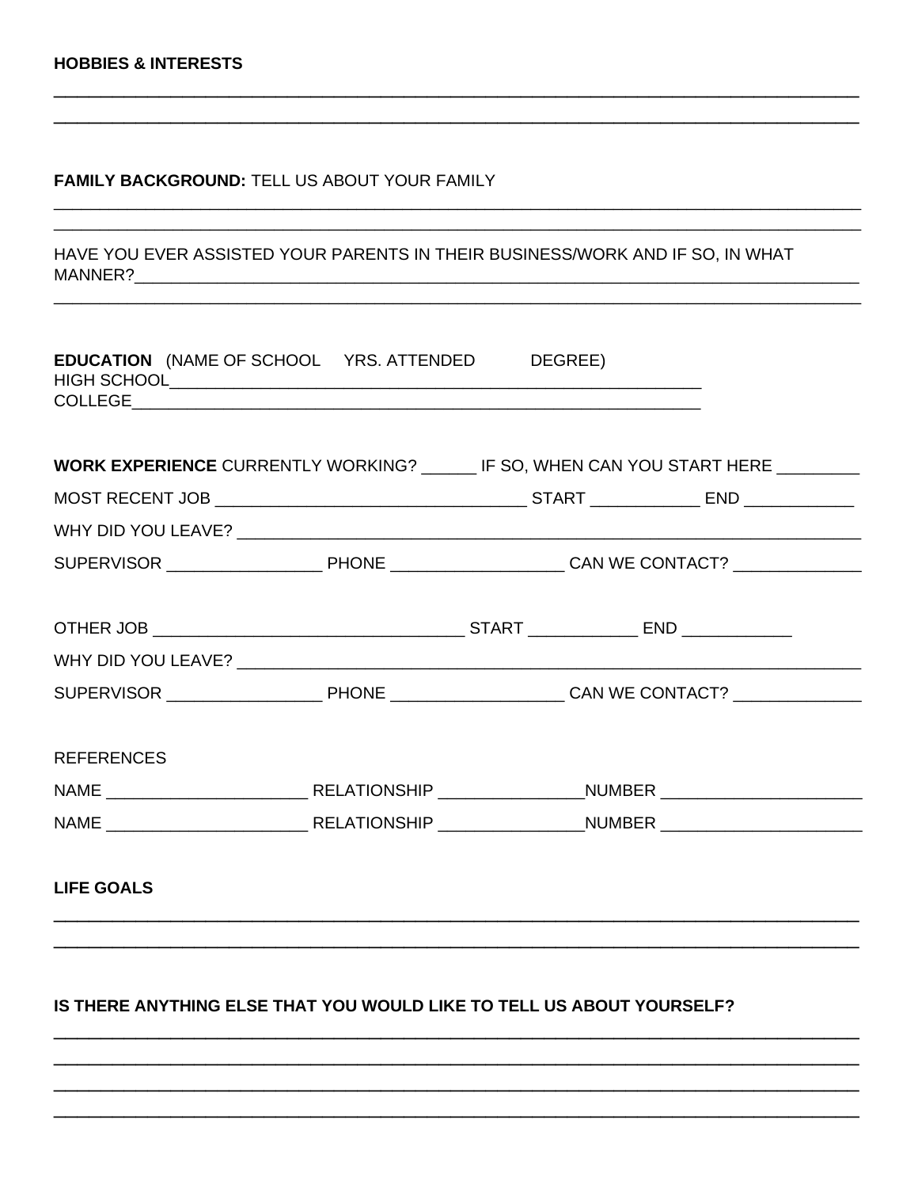**HOBBIES & INTERESTS**

\_\_\_\_\_\_\_\_\_\_\_\_\_\_\_\_\_\_\_\_\_\_\_\_\_\_\_\_\_\_\_\_\_\_\_\_\_\_\_\_\_\_\_\_\_\_\_\_\_\_\_\_\_\_\_\_\_\_\_\_\_\_\_\_\_\_\_\_\_\_\_\_\_\_\_\_\_\_

\_\_\_\_\_\_\_\_\_\_\_\_\_\_\_\_\_\_\_\_\_\_\_\_\_\_\_\_\_\_\_\_\_\_\_\_\_\_\_\_\_\_\_\_\_\_\_\_\_\_\_\_\_\_\_\_\_\_\_\_\_\_\_\_\_\_\_\_\_\_\_\_\_\_\_\_\_\_

**FAMILY BACKGROUND:** TELL US ABOUT YOUR FAMILY

\_\_\_\_\_\_\_\_\_\_\_\_\_\_\_\_\_\_\_\_\_\_\_\_\_\_\_\_\_\_\_\_\_\_\_\_\_\_\_\_\_\_\_\_\_\_\_\_\_\_\_\_\_\_\_\_\_\_\_\_\_\_\_\_\_\_\_\_\_\_\_\_\_\_\_\_\_\_

\_\_\_\_\_\_\_\_\_\_\_\_\_\_\_\_\_\_\_\_\_\_\_\_\_\_\_\_\_\_\_\_\_\_\_\_\_\_\_\_\_\_\_\_\_\_\_\_\_\_\_\_\_\_\_\_\_\_\_\_\_\_\_\_\_\_\_\_\_\_\_\_\_\_\_\_\_\_

HAVE YOU EVER ASSISTED YOUR PARENTS IN THEIR BUSINESS/WORK AND IF SO, IN WHAT MANNER?\_\_\_\_\_\_\_\_\_\_\_\_\_\_\_\_\_\_\_\_\_\_\_\_\_\_\_\_\_\_\_\_\_\_\_\_\_\_\_\_\_\_\_\_\_\_\_\_\_\_\_\_\_\_\_\_\_\_\_\_\_\_\_\_\_\_\_\_\_\_

\_\_\_\_\_\_\_\_\_\_\_\_\_\_\_\_\_\_\_\_\_\_\_\_\_\_\_\_\_\_\_\_\_\_\_\_\_\_\_\_\_\_\_\_\_\_\_\_\_\_\_\_\_\_\_\_\_\_\_\_\_\_\_\_\_\_\_\_\_\_\_\_\_\_\_\_\_\_

**EDUCATION** (NAME OF SCHOOL YRS. ATTENDED DEGREE)

HIGH SCHOOL\_\_\_\_\_\_\_\_\_\_\_\_\_\_\_\_\_\_\_\_\_\_\_\_\_\_\_\_\_\_\_\_\_\_\_\_\_\_\_\_\_\_\_\_\_\_\_\_\_\_\_\_\_\_\_\_\_\_\_\_

COLLEGE\_\_\_\_\_\_\_\_\_\_\_\_\_\_\_\_\_\_\_\_\_\_\_\_\_\_\_\_\_\_\_\_\_\_\_\_\_\_\_\_\_\_\_\_\_\_\_\_\_\_\_\_\_\_\_\_\_\_\_\_\_\_\_\_

**WORK EXPERIENCE** CURRENTLY WORKING? \_\_\_\_\_\_ IF SO, WHEN CAN YOU START HERE \_\_\_\_\_\_\_\_\_

MOST RECENT JOB \_\_\_\_\_\_\_\_\_\_\_\_\_\_\_\_\_\_\_\_\_\_\_\_\_\_\_\_\_\_\_\_\_\_ START \_\_\_\_\_\_\_\_\_\_\_\_ END \_\_\_\_\_\_\_\_\_\_\_\_

WHY DID YOU LEAVE? \_\_\_\_\_\_\_\_\_\_\_\_\_\_\_\_\_\_\_\_\_\_\_\_\_\_\_\_\_\_\_\_\_\_\_\_\_\_\_\_\_\_\_\_\_\_\_\_\_\_\_\_\_\_\_\_\_\_\_\_\_\_\_\_\_\_

SUPERVISOR \_\_\_\_\_\_\_\_\_\_\_\_\_\_\_\_\_ PHONE \_\_\_\_\_\_\_\_\_\_\_\_\_\_\_\_\_\_\_ CAN WE CONTACT? \_\_\_\_\_\_\_\_\_\_\_\_\_\_

OTHER JOB \_\_\_\_\_\_\_\_\_\_\_\_\_\_\_\_\_\_\_\_\_\_\_\_\_\_\_\_\_\_\_\_\_\_ START \_\_\_\_\_\_\_\_\_\_\_\_ END \_\_\_\_\_\_\_\_\_\_\_\_

WHY DID YOU LEAVE? \_\_\_\_\_\_\_\_\_\_\_\_\_\_\_\_\_\_\_\_\_\_\_\_\_\_\_\_\_\_\_\_\_\_\_\_\_\_\_\_\_\_\_\_\_\_\_\_\_\_\_\_\_\_\_\_\_\_\_\_\_\_\_\_\_\_

SUPERVISOR \_\_\_\_\_\_\_\_\_\_\_\_\_\_\_\_\_ PHONE \_\_\_\_\_\_\_\_\_\_\_\_\_\_\_\_\_\_\_ CAN WE CONTACT? \_\_\_\_\_\_\_\_\_\_\_\_\_\_

REFERENCES

NAME \_\_\_\_\_\_\_\_\_\_\_\_\_\_\_\_\_\_\_\_\_\_ RELATIONSHIP \_\_\_\_\_\_\_\_\_\_\_\_\_\_\_\_NUMBER \_\_\_\_\_\_\_\_\_\_\_\_\_\_\_\_\_\_\_\_\_\_

NAME \_\_\_\_\_\_\_\_\_\_\_\_\_\_\_\_\_\_\_\_\_\_ RELATIONSHIP \_\_\_\_\_\_\_\_\_\_\_\_\_\_\_\_NUMBER \_\_\_\_\_\_\_\_\_\_\_\_\_\_\_\_\_\_\_\_\_\_

**LIFE GOALS**

\_\_\_\_\_\_\_\_\_\_\_\_\_\_\_\_\_\_\_\_\_\_\_\_\_\_\_\_\_\_\_\_\_\_\_\_\_\_\_\_\_\_\_\_\_\_\_\_\_\_\_\_\_\_\_\_\_\_\_\_\_\_\_\_\_\_\_\_\_\_\_\_\_\_\_\_\_\_

\_\_\_\_\_\_\_\_\_\_\_\_\_\_\_\_\_\_\_\_\_\_\_\_\_\_\_\_\_\_\_\_\_\_\_\_\_\_\_\_\_\_\_\_\_\_\_\_\_\_\_\_\_\_\_\_\_\_\_\_\_\_\_\_\_\_\_\_\_\_\_\_\_\_\_\_\_\_

**IS THERE ANYTHING ELSE THAT YOU WOULD LIKE TO TELL US ABOUT YOURSELF?**

\_\_\_\_\_\_\_\_\_\_\_\_\_\_\_\_\_\_\_\_\_\_\_\_\_\_\_\_\_\_\_\_\_\_\_\_\_\_\_\_\_\_\_\_\_\_\_\_\_\_\_\_\_\_\_\_\_\_\_\_\_\_\_\_\_\_\_\_\_\_\_\_\_\_\_\_\_\_

\_\_\_\_\_\_\_\_\_\_\_\_\_\_\_\_\_\_\_\_\_\_\_\_\_\_\_\_\_\_\_\_\_\_\_\_\_\_\_\_\_\_\_\_\_\_\_\_\_\_\_\_\_\_\_\_\_\_\_\_\_\_\_\_\_\_\_\_\_\_\_\_\_\_\_\_\_\_

\_\_\_\_\_\_\_\_\_\_\_\_\_\_\_\_\_\_\_\_\_\_\_\_\_\_\_\_\_\_\_\_\_\_\_\_\_\_\_\_\_\_\_\_\_\_\_\_\_\_\_\_\_\_\_\_\_\_\_\_\_\_\_\_\_\_\_\_\_\_\_\_\_\_\_\_\_\_

\_\_\_\_\_\_\_\_\_\_\_\_\_\_\_\_\_\_\_\_\_\_\_\_\_\_\_\_\_\_\_\_\_\_\_\_\_\_\_\_\_\_\_\_\_\_\_\_\_\_\_\_\_\_\_\_\_\_\_\_\_\_\_\_\_\_\_\_\_\_\_\_\_\_\_\_\_\_